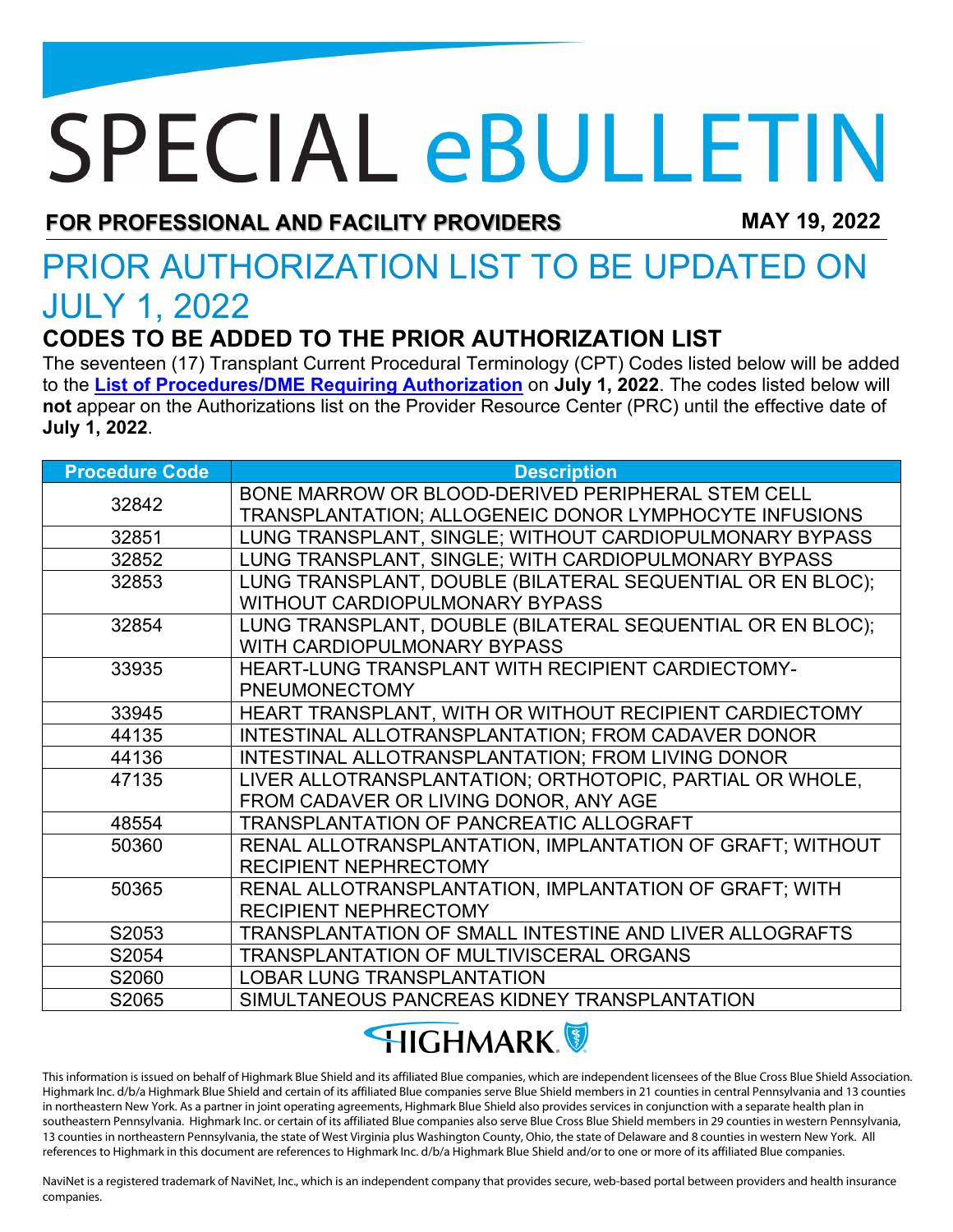# SPECIAL eBULLETIN

**FOR PROFESSIONAL AND FACILITY PROVIDERS** **MAY 19, 2022**

# PRIOR AUTHORIZATION LIST TO BE UPDATED ON JULY 1, 2022

## CODES TO BE ADDED TO THE PRIOR AUTHORIZATION LIST

The seventeen (17) Transplant Current Procedural Terminology (CPT) Codes listed below will be added to the **List of Procedures/DME Requiring Authorization** on **July 1, 2022**. The codes listed below will **not** appear on the Authorizations list on the Provider Resource Center (PRC) until the effective date of **July 1, 2022**.

| Procedure Code | Description |
|---|---|
| 32842 | BONE MARROW OR BLOOD-DERIVED PERIPHERAL STEM CELL TRANSPLANTATION; ALLOGENEIC DONOR LYMPHOCYTE INFUSIONS |
| 32851 | LUNG TRANSPLANT, SINGLE; WITHOUT CARDIOPULMONARY BYPASS |
| 32852 | LUNG TRANSPLANT, SINGLE; WITH CARDIOPULMONARY BYPASS |
| 32853 | LUNG TRANSPLANT, DOUBLE (BILATERAL SEQUENTIAL OR EN BLOC); WITHOUT CARDIOPULMONARY BYPASS |
| 32854 | LUNG TRANSPLANT, DOUBLE (BILATERAL SEQUENTIAL OR EN BLOC); WITH CARDIOPULMONARY BYPASS |
| 33935 | HEART-LUNG TRANSPLANT WITH RECIPIENT CARDIECTOMY-PNEUMONECTOMY |
| 33945 | HEART TRANSPLANT, WITH OR WITHOUT RECIPIENT CARDIECTOMY |
| 44135 | INTESTINAL ALLOTRANSPLANTATION; FROM CADAVER DONOR |
| 44136 | INTESTINAL ALLOTRANSPLANTATION; FROM LIVING DONOR |
| 47135 | LIVER ALLOTRANSPLANTATION; ORTHOTOPIC, PARTIAL OR WHOLE, FROM CADAVER OR LIVING DONOR, ANY AGE |
| 48554 | TRANSPLANTATION OF PANCREATIC ALLOGRAFT |
| 50360 | RENAL ALLOTRANSPLANTATION, IMPLANTATION OF GRAFT; WITHOUT RECIPIENT NEPHRECTOMY |
| 50365 | RENAL ALLOTRANSPLANTATION, IMPLANTATION OF GRAFT; WITH RECIPIENT NEPHRECTOMY |
| S2053 | TRANSPLANTATION OF SMALL INTESTINE AND LIVER ALLOGRAFTS |
| S2054 | TRANSPLANTATION OF MULTIVISCERAL ORGANS |
| S2060 | LOBAR LUNG TRANSPLANTATION |
| S2065 | SIMULTANEOUS PANCREAS KIDNEY TRANSPLANTATION |

HIGHMARK

This information is issued on behalf of Highmark Blue Shield and its affiliated Blue companies, which are independent licensees of the Blue Cross Blue Shield Association. Highmark Inc. d/b/a Highmark Blue Shield and certain of its affiliated Blue companies serve Blue Shield members in 21 counties in central Pennsylvania and 13 counties in northeastern New York. As a partner in joint operating agreements, Highmark Blue Shield also provides services in conjunction with a separate health plan in southeastern Pennsylvania. Highmark Inc. or certain of its affiliated Blue companies also serve Blue Cross Blue Shield members in 29 counties in western Pennsylvania, 13 counties in northeastern Pennsylvania, the state of West Virginia plus Washington County, Ohio, the state of Delaware and 8 counties in western New York. All references to Highmark in this document are references to Highmark Inc. d/b/a Highmark Blue Shield and/or to one or more of its affiliated Blue companies.

NaviNet is a registered trademark of NaviNet, Inc., which is an independent company that provides secure, web-based portal between providers and health insurance companies.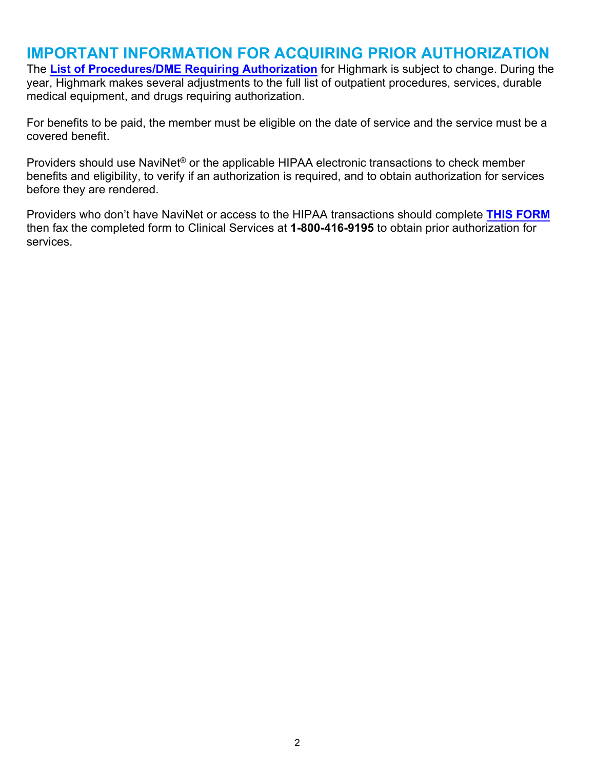# IMPORTANT INFORMATION FOR ACQUIRING PRIOR AUTHORIZATION

The **List of Procedures/DME Requiring Authorization** for Highmark is subject to change. During the year, Highmark makes several adjustments to the full list of outpatient procedures, services, durable medical equipment, and drugs requiring authorization.

For benefits to be paid, the member must be eligible on the date of service and the service must be a covered benefit.

Providers should use NaviNet® or the applicable HIPAA electronic transactions to check member benefits and eligibility, to verify if an authorization is required, and to obtain authorization for services before they are rendered.

Providers who don't have NaviNet or access to the HIPAA transactions should complete **THIS FORM** then fax the completed form to Clinical Services at **1-800-416-9195** to obtain prior authorization for services.